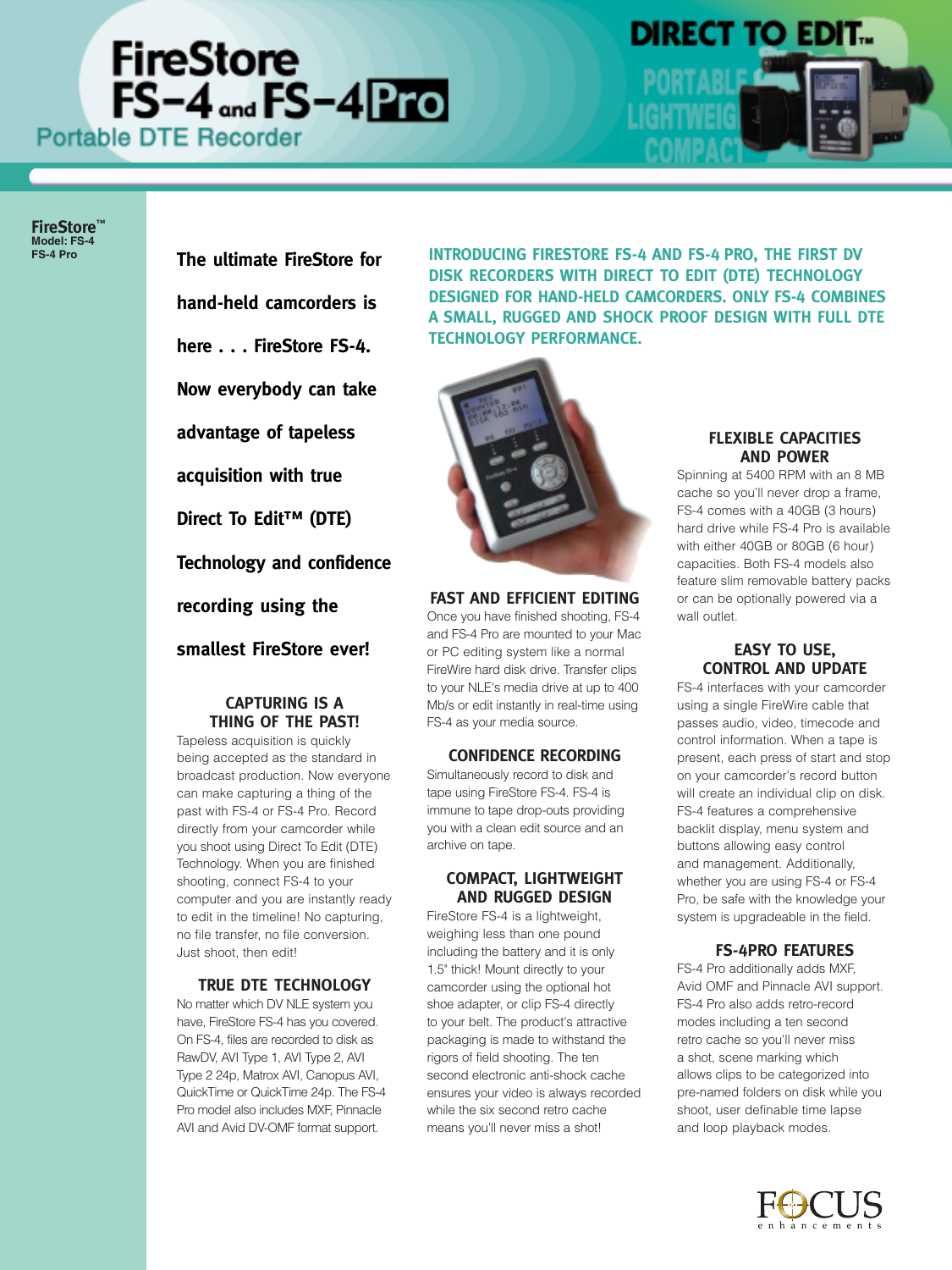# FireStore FS-4 and FS-4 Pro

## Portable DTE Recorder

**DIRECT TO EDIT™**

PORTABLE
LIGHTWEIGHT
COMPACT

**FireStore™**
**Model: FS-4**
**FS-4 Pro**

**The ultimate FireStore for hand-held camcorders is here . . . FireStore FS-4. Now everybody can take advantage of tapeless acquisition with true Direct To Edit™ (DTE) Technology and confidence recording using the smallest FireStore ever!**

### CAPTURING IS A THING OF THE PAST!

Tapeless acquisition is quickly being accepted as the standard in broadcast production. Now everyone can make capturing a thing of the past with FS-4 or FS-4 Pro. Record directly from your camcorder while you shoot using Direct To Edit (DTE) Technology. When you are finished shooting, connect FS-4 to your computer and you are instantly ready to edit in the timeline! No capturing, no file transfer, no file conversion. Just shoot, then edit!

### TRUE DTE TECHNOLOGY

No matter which DV NLE system you have, FireStore FS-4 has you covered. On FS-4, files are recorded to disk as RawDV, AVI Type 1, AVI Type 2, AVI Type 2 24p, Matrox AVI, Canopus AVI, QuickTime or QuickTime 24p. The FS-4 Pro model also includes MXF, Pinnacle AVI and Avid DV-OMF format support.

**INTRODUCING FIRESTORE FS-4 AND FS-4 PRO, THE FIRST DV DISK RECORDERS WITH DIRECT TO EDIT (DTE) TECHNOLOGY DESIGNED FOR HAND-HELD CAMCORDERS. ONLY FS-4 COMBINES A SMALL, RUGGED AND SHOCK PROOF DESIGN WITH FULL DTE TECHNOLOGY PERFORMANCE.**

### FAST AND EFFICIENT EDITING

Once you have finished shooting, FS-4 and FS-4 Pro are mounted to your Mac or PC editing system like a normal FireWire hard disk drive. Transfer clips to your NLE's media drive at up to 400 Mb/s or edit instantly in real-time using FS-4 as your media source.

### CONFIDENCE RECORDING

Simultaneously record to disk and tape using FireStore FS-4. FS-4 is immune to tape drop-outs providing you with a clean edit source and an archive on tape.

### COMPACT, LIGHTWEIGHT AND RUGGED DESIGN

FireStore FS-4 is a lightweight, weighing less than one pound including the battery and it is only 1.5" thick! Mount directly to your camcorder using the optional hot shoe adapter, or clip FS-4 directly to your belt. The product's attractive packaging is made to withstand the rigors of field shooting. The ten second electronic anti-shock cache ensures your video is always recorded while the six second retro cache means you'll never miss a shot!

### FLEXIBLE CAPACITIES AND POWER

Spinning at 5400 RPM with an 8 MB cache so you'll never drop a frame, FS-4 comes with a 40GB (3 hours) hard drive while FS-4 Pro is available with either 40GB or 80GB (6 hour) capacities. Both FS-4 models also feature slim removable battery packs or can be optionally powered via a wall outlet.

### EASY TO USE, CONTROL AND UPDATE

FS-4 interfaces with your camcorder using a single FireWire cable that passes audio, video, timecode and control information. When a tape is present, each press of start and stop on your camcorder's record button will create an individual clip on disk. FS-4 features a comprehensive backlit display, menu system and buttons allowing easy control and management. Additionally, whether you are using FS-4 or FS-4 Pro, be safe with the knowledge your system is upgradeable in the field.

### FS-4PRO FEATURES

FS-4 Pro additionally adds MXF, Avid OMF and Pinnacle AVI support. FS-4 Pro also adds retro-record modes including a ten second retro cache so you'll never miss a shot, scene marking which allows clips to be categorized into pre-named folders on disk while you shoot, user definable time lapse and loop playback modes.

FOCUS enhancements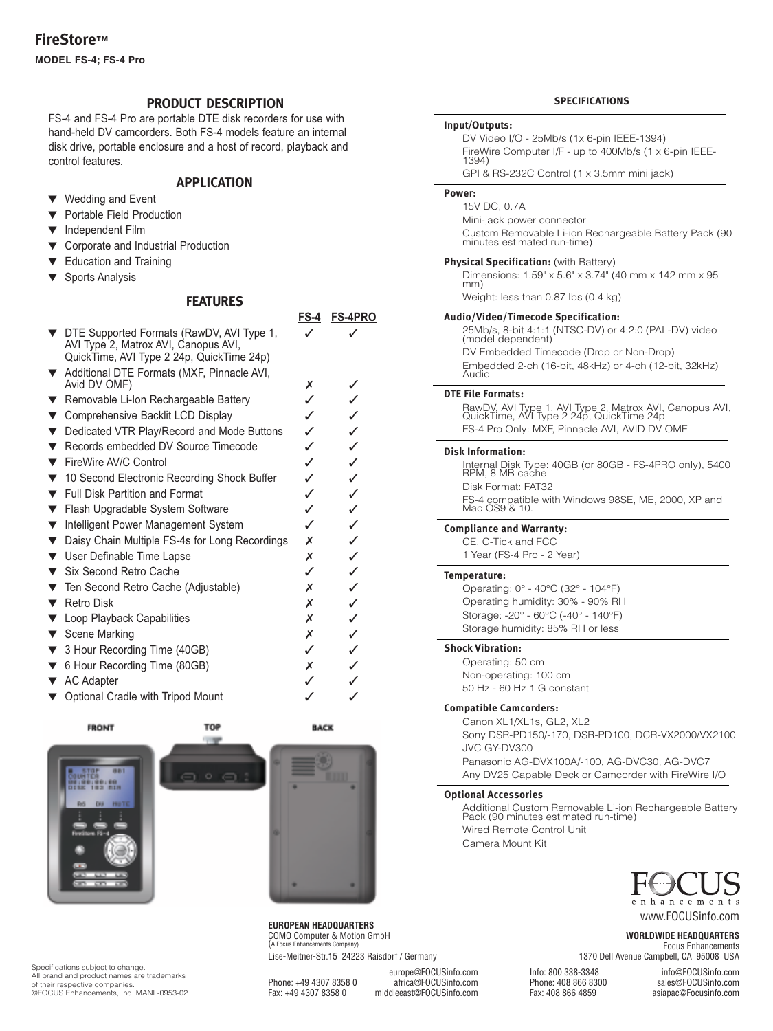# FireStore™

**MODEL FS-4; FS-4 Pro**

## PRODUCT DESCRIPTION

FS-4 and FS-4 Pro are portable DTE disk recorders for use with hand-held DV camcorders. Both FS-4 models feature an internal disk drive, portable enclosure and a host of record, playback and control features.

## APPLICATION

- Wedding and Event
- Portable Field Production
- Independent Film
- Corporate and Industrial Production
- Education and Training
- Sports Analysis

## FEATURES

| | FS-4 | FS-4PRO |
|---|---|---|
| DTE Supported Formats (RawDV, AVI Type 1, AVI Type 2, Matrox AVI, Canopus AVI, QuickTime, AVI Type 2 24p, QuickTime 24p) | ✓ | ✓ |
| Additional DTE Formats (MXF, Pinnacle AVI, Avid DV OMF) | ✗ | ✓ |
| Removable Li-Ion Rechargeable Battery | ✓ | ✓ |
| Comprehensive Backlit LCD Display | ✓ | ✓ |
| Dedicated VTR Play/Record and Mode Buttons | ✓ | ✓ |
| Records embedded DV Source Timecode | ✓ | ✓ |
| FireWire AV/C Control | ✓ | ✓ |
| 10 Second Electronic Recording Shock Buffer | ✓ | ✓ |
| Full Disk Partition and Format | ✓ | ✓ |
| Flash Upgradable System Software | ✓ | ✓ |
| Intelligent Power Management System | ✓ | ✓ |
| Daisy Chain Multiple FS-4s for Long Recordings | ✗ | ✓ |
| User Definable Time Lapse | ✗ | ✓ |
| Six Second Retro Cache | ✓ | ✓ |
| Ten Second Retro Cache (Adjustable) | ✗ | ✓ |
| Retro Disk | ✗ | ✓ |
| Loop Playback Capabilities | ✗ | ✓ |
| Scene Marking | ✗ | ✓ |
| 3 Hour Recording Time (40GB) | ✓ | ✓ |
| 6 Hour Recording Time (80GB) | ✗ | ✓ |
| AC Adapter | ✓ | ✓ |
| Optional Cradle with Tripod Mount | ✓ | ✓ |

FRONT TOP BACK

## SPECIFICATIONS

**Input/Outputs:**
- DV Video I/O - 25Mb/s (1x 6-pin IEEE-1394)
- FireWire Computer I/F - up to 400Mb/s (1 x 6-pin IEEE-1394)
- GPI & RS-232C Control (1 x 3.5mm mini jack)

**Power:**
- 15V DC, 0.7A
- Mini-jack power connector
- Custom Removable Li-ion Rechargeable Battery Pack (90 minutes estimated run-time)

**Physical Specification:** (with Battery)
- Dimensions: 1.59" x 5.6" x 3.74" (40 mm x 142 mm x 95 mm)
- Weight: less than 0.87 lbs (0.4 kg)

**Audio/Video/Timecode Specification:**
- 25Mb/s, 8-bit 4:1:1 (NTSC-DV) or 4:2:0 (PAL-DV) video (model dependent)
- DV Embedded Timecode (Drop or Non-Drop)
- Embedded 2-ch (16-bit, 48kHz) or 4-ch (12-bit, 32kHz) Audio

**DTE File Formats:**
- RawDV, AVI Type 1, AVI Type 2, Matrox AVI, Canopus AVI, QuickTime, AVI Type 2 24p, QuickTime 24p
- FS-4 Pro Only: MXF, Pinnacle AVI, AVID DV OMF

**Disk Information:**
- Internal Disk Type: 40GB (or 80GB - FS-4PRO only), 5400 RPM, 8 MB cache
- Disk Format: FAT32
- FS-4 compatible with Windows 98SE, ME, 2000, XP and Mac OS9 & 10.

**Compliance and Warranty:**
- CE, C-Tick and FCC
- 1 Year (FS-4 Pro - 2 Year)

**Temperature:**
- Operating: 0° - 40°C (32° - 104°F)
- Operating humidity: 30% - 90% RH
- Storage: -20° - 60°C (-40° - 140°F)
- Storage humidity: 85% RH or less

**Shock Vibration:**
- Operating: 50 cm
- Non-operating: 100 cm
- 50 Hz - 60 Hz 1 G constant

**Compatible Camcorders:**
- Canon XL1/XL1s, GL2, XL2
- Sony DSR-PD150/-170, DSR-PD100, DCR-VX2000/VX2100
- JVC GY-DV300
- Panasonic AG-DVX100A/-100, AG-DVC30, AG-DVC7
- Any DV25 Capable Deck or Camcorder with FireWire I/O

**Optional Accessories**
- Additional Custom Removable Li-ion Rechargeable Battery Pack (90 minutes estimated run-time)
- Wired Remote Control Unit
- Camera Mount Kit

FOCUS enhancements

www.FOCUSinfo.com

**EUROPEAN HEADQUARTERS**
COMO Computer & Motion GmbH
(A Focus Enhancements Company)
Lise-Meitner-Str.15 24223 Raisdorf / Germany
Phone: +49 4307 8358 0
Fax: +49 4307 8358 0
europe@FOCUSinfo.com
africa@FOCUSinfo.com
middleeast@FOCUSinfo.com

**WORLDWIDE HEADQUARTERS**
Focus Enhancements
1370 Dell Avenue Campbell, CA 95008 USA
Info: 800 338-3348
Phone: 408 866 8300
Fax: 408 866 4859
info@FOCUSinfo.com
sales@FOCUSinfo.com
asiapac@Focusinfo.com

Specifications subject to change.
All brand and product names are trademarks of their respective companies.
©FOCUS Enhancements, Inc. MANL-0953-02